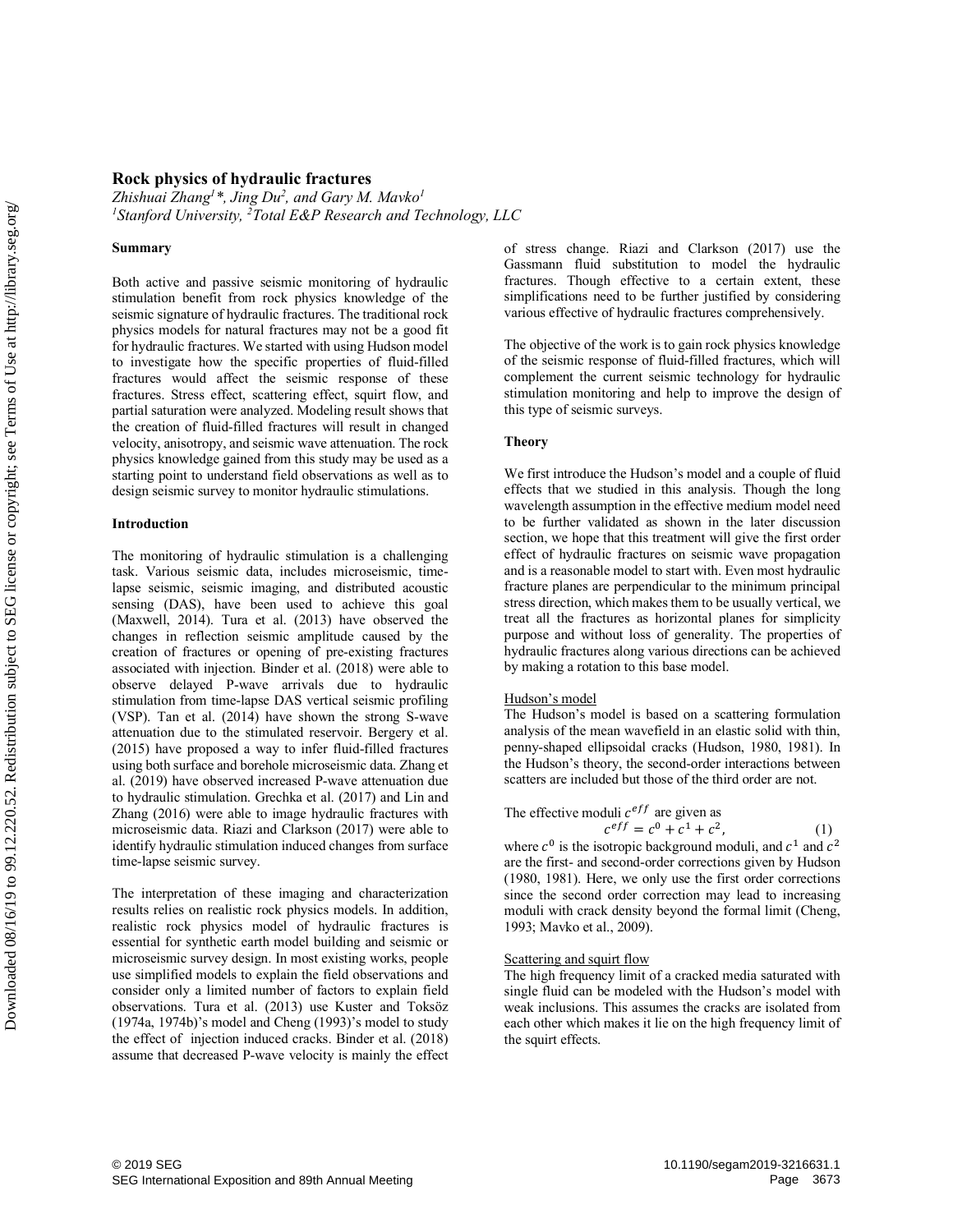# Rock physics of hydraulic fractures

*Zhishuai Zhang[1]\*, Jing Du[2], and Gary M. Mavko[1]*
*[1]Stanford University, [2]Total E&P Research and Technology, LLC*

## Summary

Both active and passive seismic monitoring of hydraulic stimulation benefit from rock physics knowledge of the seismic signature of hydraulic fractures. The traditional rock physics models for natural fractures may not be a good fit for hydraulic fractures. We started with using Hudson model to investigate how the specific properties of fluid-filled fractures would affect the seismic response of these fractures. Stress effect, scattering effect, squirt flow, and partial saturation were analyzed. Modeling result shows that the creation of fluid-filled fractures will result in changed velocity, anisotropy, and seismic wave attenuation. The rock physics knowledge gained from this study may be used as a starting point to understand field observations as well as to design seismic survey to monitor hydraulic stimulations.

## Introduction

The monitoring of hydraulic stimulation is a challenging task. Various seismic data, includes microseismic, time-lapse seismic, seismic imaging, and distributed acoustic sensing (DAS), have been used to achieve this goal (Maxwell, 2014). Tura et al. (2013) have observed the changes in reflection seismic amplitude caused by the creation of fractures or opening of pre-existing fractures associated with injection. Binder et al. (2018) were able to observe delayed P-wave arrivals due to hydraulic stimulation from time-lapse DAS vertical seismic profiling (VSP). Tan et al. (2014) have shown the strong S-wave attenuation due to the stimulated reservoir. Bergery et al. (2015) have proposed a way to infer fluid-filled fractures using both surface and borehole microseismic data. Zhang et al. (2019) have observed increased P-wave attenuation due to hydraulic stimulation. Grechka et al. (2017) and Lin and Zhang (2016) were able to image hydraulic fractures with microseismic data. Riazi and Clarkson (2017) were able to identify hydraulic stimulation induced changes from surface time-lapse seismic survey.

The interpretation of these imaging and characterization results relies on realistic rock physics models. In addition, realistic rock physics model of hydraulic fractures is essential for synthetic earth model building and seismic or microseismic survey design. In most existing works, people use simplified models to explain the field observations and consider only a limited number of factors to explain field observations. Tura et al. (2013) use Kuster and Toksöz (1974a, 1974b)'s model and Cheng (1993)'s model to study the effect of injection induced cracks. Binder et al. (2018) assume that decreased P-wave velocity is mainly the effect of stress change. Riazi and Clarkson (2017) use the Gassmann fluid substitution to model the hydraulic fractures. Though effective to a certain extent, these simplifications need to be further justified by considering various effective of hydraulic fractures comprehensively.

The objective of the work is to gain rock physics knowledge of the seismic response of fluid-filled fractures, which will complement the current seismic technology for hydraulic stimulation monitoring and help to improve the design of this type of seismic surveys.

## Theory

We first introduce the Hudson's model and a couple of fluid effects that we studied in this analysis. Though the long wavelength assumption in the effective medium model need to be further validated as shown in the later discussion section, we hope that this treatment will give the first order effect of hydraulic fractures on seismic wave propagation and is a reasonable model to start with. Even most hydraulic fracture planes are perpendicular to the minimum principal stress direction, which makes them to be usually vertical, we treat all the fractures as horizontal planes for simplicity purpose and without loss of generality. The properties of hydraulic fractures along various directions can be achieved by making a rotation to this base model.

### Hudson's model

The Hudson's model is based on a scattering formulation analysis of the mean wavefield in an elastic solid with thin, penny-shaped ellipsoidal cracks (Hudson, 1980, 1981). In the Hudson's theory, the second-order interactions between scatters are included but those of the third order are not.

The effective moduli $c^{eff}$ are given as

$$c^{eff} = c^0 + c^1 + c^2, \tag{1}$$

where $c^0$ is the isotropic background moduli, and $c^1$ and $c^2$ are the first- and second-order corrections given by Hudson (1980, 1981). Here, we only use the first order corrections since the second order correction may lead to increasing moduli with crack density beyond the formal limit (Cheng, 1993; Mavko et al., 2009).

### Scattering and squirt flow

The high frequency limit of a cracked media saturated with single fluid can be modeled with the Hudson's model with weak inclusions. This assumes the cracks are isolated from each other which makes it lie on the high frequency limit of the squirt effects.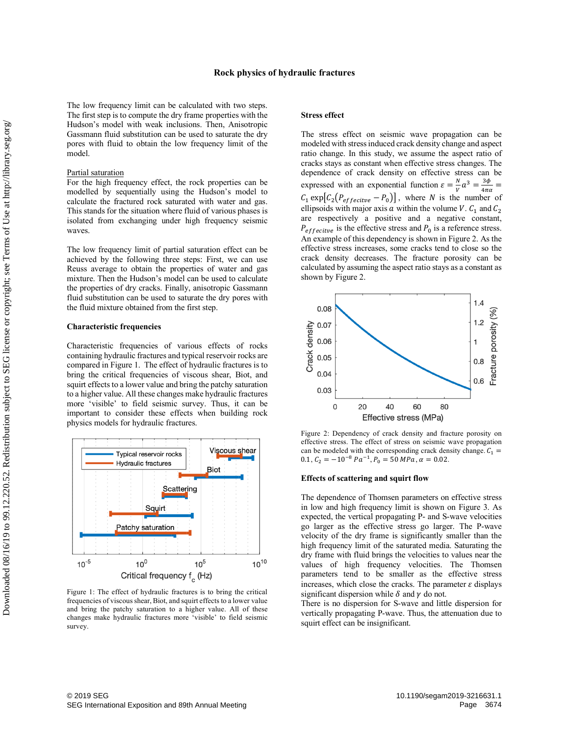The low frequency limit can be calculated with two steps. The first step is to compute the dry frame properties with the Hudson's model with weak inclusions. Then, Anisotropic Gassmann fluid substitution can be used to saturate the dry pores with fluid to obtain the low frequency limit of the model.

Partial saturation

For the high frequency effect, the rock properties can be modelled by sequentially using the Hudson's model to calculate the fractured rock saturated with water and gas. This stands for the situation where fluid of various phases is isolated from exchanging under high frequency seismic waves.

The low frequency limit of partial saturation effect can be achieved by the following three steps: First, we can use Reuss average to obtain the properties of water and gas mixture. Then the Hudson's model can be used to calculate the properties of dry cracks. Finally, anisotropic Gassmann fluid substitution can be used to saturate the dry pores with the fluid mixture obtained from the first step.

**Characteristic frequencies**

Characteristic frequencies of various effects of rocks containing hydraulic fractures and typical reservoir rocks are compared in Figure 1. The effect of hydraulic fractures is to bring the critical frequencies of viscous shear, Biot, and squirt effects to a lower value and bring the patchy saturation to a higher value. All these changes make hydraulic fractures more 'visible' to field seismic survey. Thus, it can be important to consider these effects when building rock physics models for hydraulic fractures.

Figure 1: The effect of hydraulic fractures is to bring the critical frequencies of viscous shear, Biot, and squirt effects to a lower value and bring the patchy saturation to a higher value. All of these changes make hydraulic fractures more 'visible' to field seismic survey.

**Stress effect**

The stress effect on seismic wave propagation can be modeled with stress induced crack density change and aspect ratio change. In this study, we assume the aspect ratio of cracks stays as constant when effective stress changes. The dependence of crack density on effective stress can be expressed with an exponential function $\varepsilon = \frac{N}{V}a^3 = \frac{3\phi}{4\pi\alpha} = C_1 \exp\left[C_2\left(P_{effecitve} - P_0\right)\right]$, where $N$ is the number of ellipsoids with major axis $a$ within the volume $V$. $C_1$ and $C_2$ are respectively a positive and a negative constant, $P_{effecitve}$ is the effective stress and $P_0$ is a reference stress. An example of this dependency is shown in Figure 2. As the effective stress increases, some cracks tend to close so the crack density decreases. The fracture porosity can be calculated by assuming the aspect ratio stays as a constant as shown by Figure 2.

Figure 2: Dependency of crack density and fracture porosity on effective stress. The effect of stress on seismic wave propagation can be modeled with the corresponding crack density change. $C_1 = 0.1$, $C_2 = -10^{-8}\ Pa^{-1}$, $P_0 = 50\ MPa$, $\alpha = 0.02$.

**Effects of scattering and squirt flow**

The dependence of Thomsen parameters on effective stress in low and high frequency limit is shown on Figure 3. As expected, the vertical propagating P- and S-wave velocities go larger as the effective stress go larger. The P-wave velocity of the dry frame is significantly smaller than the high frequency limit of the saturated media. Saturating the dry frame with fluid brings the velocities to values near the values of high frequency velocities. The Thomsen parameters tend to be smaller as the effective stress increases, which close the cracks. The parameter $\varepsilon$ displays significant dispersion while $\delta$ and $\gamma$ do not.
There is no dispersion for S-wave and little dispersion for vertically propagating P-wave. Thus, the attenuation due to squirt effect can be insignificant.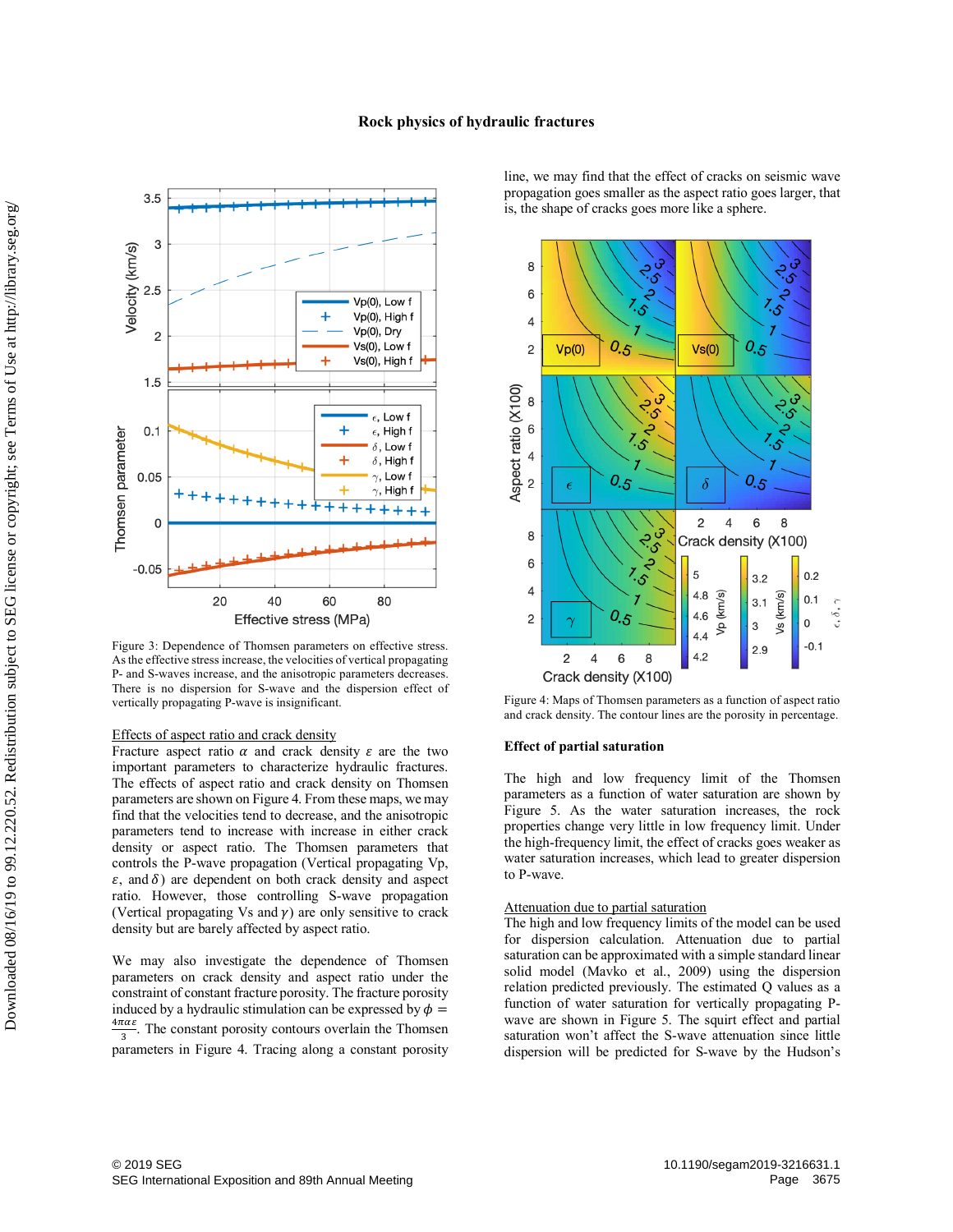Figure 3: Dependence of Thomsen parameters on effective stress. As the effective stress increase, the velocities of vertical propagating P- and S-waves increase, and the anisotropic parameters decreases. There is no dispersion for S-wave and the dispersion effect of vertically propagating P-wave is insignificant.

### Effects of aspect ratio and crack density

Fracture aspect ratio $\alpha$ and crack density $\varepsilon$ are the two important parameters to characterize hydraulic fractures. The effects of aspect ratio and crack density on Thomsen parameters are shown on Figure 4. From these maps, we may find that the velocities tend to decrease, and the anisotropic parameters tend to increase with increase in either crack density or aspect ratio. The Thomsen parameters that controls the P-wave propagation (Vertical propagating Vp, $\epsilon$, and $\delta$) are dependent on both crack density and aspect ratio. However, those controlling S-wave propagation (Vertical propagating Vs and $\gamma$) are only sensitive to crack density but are barely affected by aspect ratio.

We may also investigate the dependence of Thomsen parameters on crack density and aspect ratio under the constraint of constant fracture porosity. The fracture porosity induced by a hydraulic stimulation can be expressed by $\phi = \frac{4\pi\alpha\varepsilon}{3}$. The constant porosity contours overlain the Thomsen parameters in Figure 4. Tracing along a constant porosity line, we may find that the effect of cracks on seismic wave propagation goes smaller as the aspect ratio goes larger, that is, the shape of cracks goes more like a sphere.

Figure 4: Maps of Thomsen parameters as a function of aspect ratio and crack density. The contour lines are the porosity in percentage.

## Effect of partial saturation

The high and low frequency limit of the Thomsen parameters as a function of water saturation are shown by Figure 5. As the water saturation increases, the rock properties change very little in low frequency limit. Under the high-frequency limit, the effect of cracks goes weaker as water saturation increases, which lead to greater dispersion to P-wave.

### Attenuation due to partial saturation

The high and low frequency limits of the model can be used for dispersion calculation. Attenuation due to partial saturation can be approximated with a simple standard linear solid model (Mavko et al., 2009) using the dispersion relation predicted previously. The estimated Q values as a function of water saturation for vertically propagating P-wave are shown in Figure 5. The squirt effect and partial saturation won't affect the S-wave attenuation since little dispersion will be predicted for S-wave by the Hudson's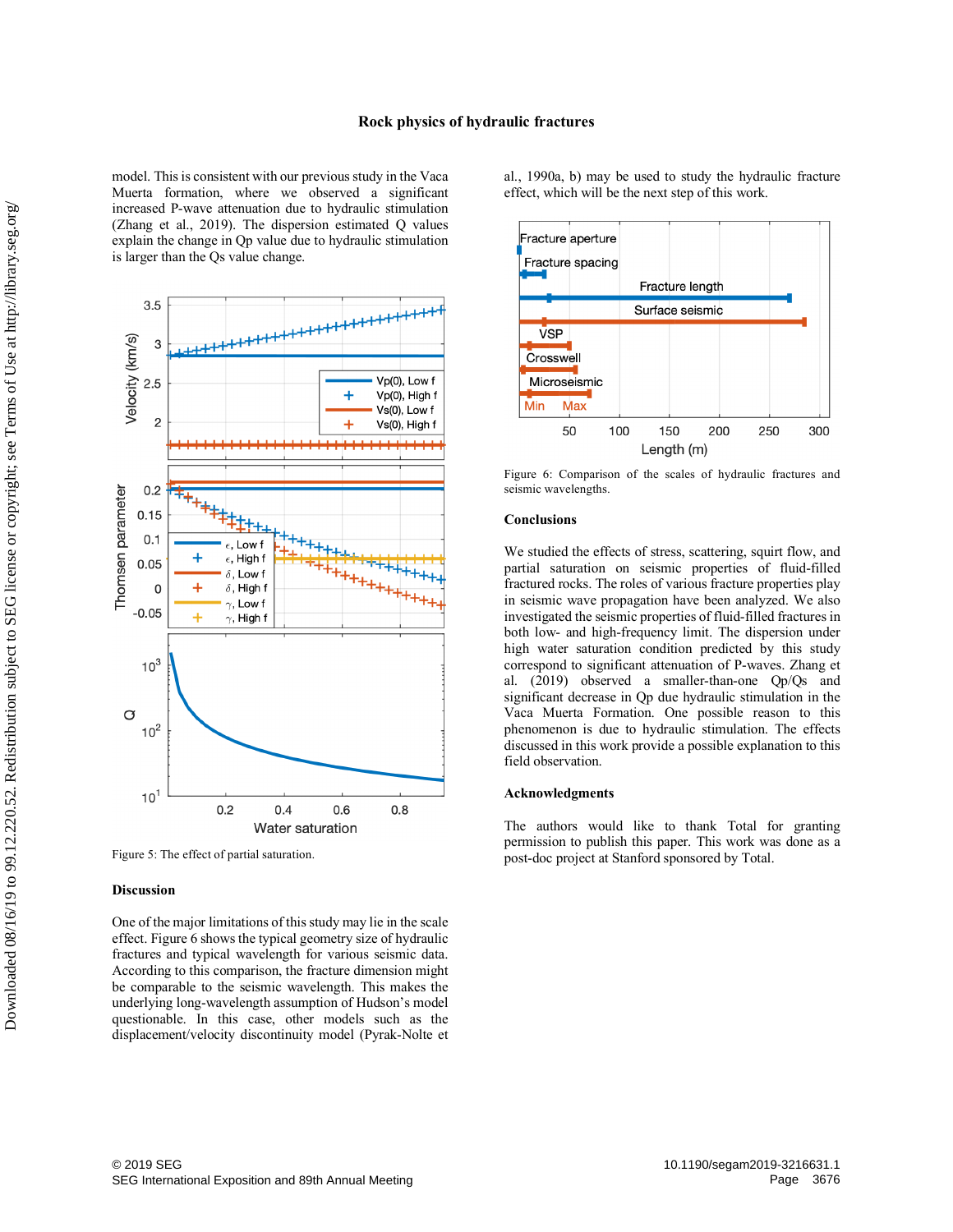model. This is consistent with our previous study in the Vaca Muerta formation, where we observed a significant increased P-wave attenuation due to hydraulic stimulation (Zhang et al., 2019). The dispersion estimated Q values explain the change in Qp value due to hydraulic stimulation is larger than the Qs value change.

Figure 5: The effect of partial saturation.

## Discussion

One of the major limitations of this study may lie in the scale effect. Figure 6 shows the typical geometry size of hydraulic fractures and typical wavelength for various seismic data. According to this comparison, the fracture dimension might be comparable to the seismic wavelength. This makes the underlying long-wavelength assumption of Hudson's model questionable. In this case, other models such as the displacement/velocity discontinuity model (Pyrak-Nolte et al., 1990a, b) may be used to study the hydraulic fracture effect, which will be the next step of this work.

Figure 6: Comparison of the scales of hydraulic fractures and seismic wavelengths.

## Conclusions

We studied the effects of stress, scattering, squirt flow, and partial saturation on seismic properties of fluid-filled fractured rocks. The roles of various fracture properties play in seismic wave propagation have been analyzed. We also investigated the seismic properties of fluid-filled fractures in both low- and high-frequency limit. The dispersion under high water saturation condition predicted by this study correspond to significant attenuation of P-waves. Zhang et al. (2019) observed a smaller-than-one Qp/Qs and significant decrease in Qp due hydraulic stimulation in the Vaca Muerta Formation. One possible reason to this phenomenon is due to hydraulic stimulation. The effects discussed in this work provide a possible explanation to this field observation.

## Acknowledgments

The authors would like to thank Total for granting permission to publish this paper. This work was done as a post-doc project at Stanford sponsored by Total.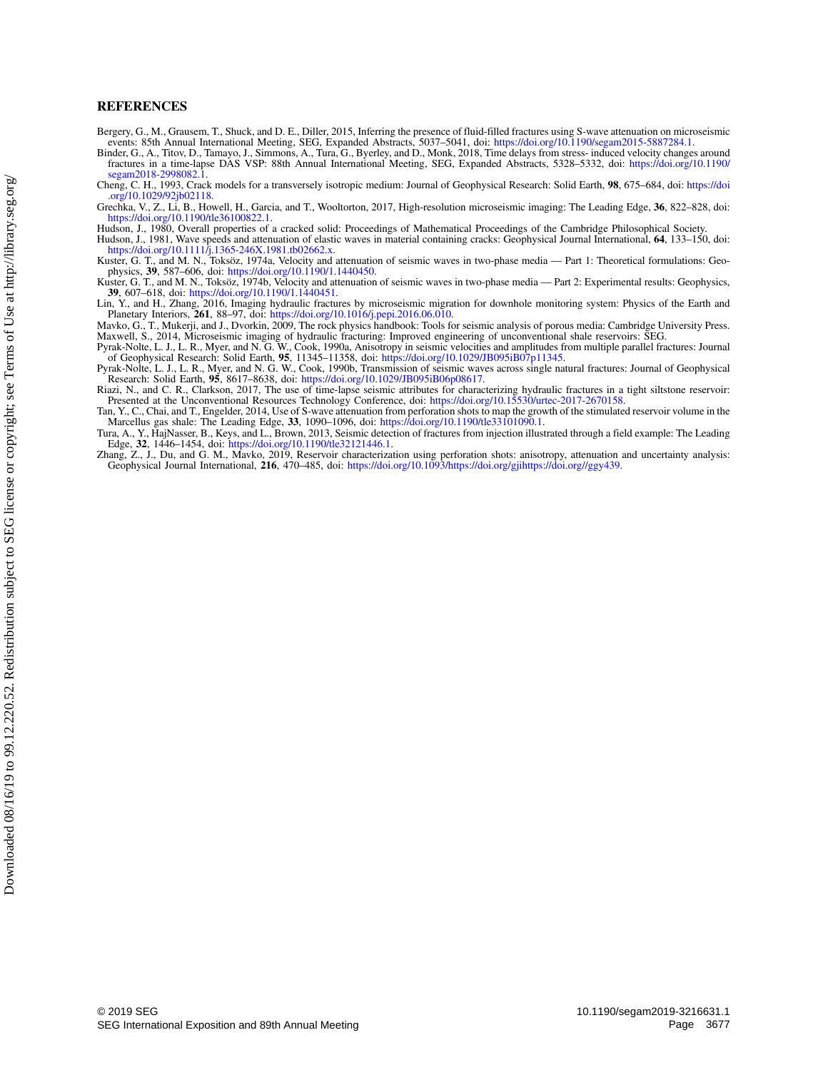# REFERENCES

Bergery, G., M., Grausem, T., Shuck, and D. E., Diller, 2015, Inferring the presence of fluid-filled fractures using S-wave attenuation on microseismic events: 85th Annual International Meeting, SEG, Expanded Abstracts, 5037–5041, doi: https://doi.org/10.1190/segam2015-5887284.1.

Binder, G., A., Titov, D., Tamayo, J., Simmons, A., Tura, G., Byerley, and D., Monk, 2018, Time delays from stress- induced velocity changes around fractures in a time-lapse DAS VSP: 88th Annual International Meeting, SEG, Expanded Abstracts, 5328–5332, doi: https://doi.org/10.1190/segam2018-2998082.1.

Cheng, C. H., 1993, Crack models for a transversely isotropic medium: Journal of Geophysical Research: Solid Earth, **98**, 675–684, doi: https://doi.org/10.1029/92jb02118.

Grechka, V., Z., Li, B., Howell, H., Garcia, and T., Wooltorton, 2017, High-resolution microseismic imaging: The Leading Edge, **36**, 822–828, doi: https://doi.org/10.1190/tle36100822.1.

Hudson, J., 1980, Overall properties of a cracked solid: Proceedings of Mathematical Proceedings of the Cambridge Philosophical Society.

Hudson, J., 1981, Wave speeds and attenuation of elastic waves in material containing cracks: Geophysical Journal International, **64**, 133–150, doi: https://doi.org/10.1111/j.1365-246X.1981.tb02662.x.

Kuster, G. T., and M. N., Toksöz, 1974a, Velocity and attenuation of seismic waves in two-phase media — Part 1: Theoretical formulations: Geophysics, **39**, 587–606, doi: https://doi.org/10.1190/1.1440450.

Kuster, G. T., and M. N., Toksöz, 1974b, Velocity and attenuation of seismic waves in two-phase media — Part 2: Experimental results: Geophysics, **39**, 607–618, doi: https://doi.org/10.1190/1.1440451.

Lin, Y., and H., Zhang, 2016, Imaging hydraulic fractures by microseismic migration for downhole monitoring system: Physics of the Earth and Planetary Interiors, **261**, 88–97, doi: https://doi.org/10.1016/j.pepi.2016.06.010.

Mavko, G., T., Mukerji, and J., Dvorkin, 2009, The rock physics handbook: Tools for seismic analysis of porous media: Cambridge University Press.

Maxwell, S., 2014, Microseismic imaging of hydraulic fracturing: Improved engineering of unconventional shale reservoirs: SEG.

Pyrak-Nolte, L. J., L. R., Myer, and N. G. W., Cook, 1990a, Anisotropy in seismic velocities and amplitudes from multiple parallel fractures: Journal of Geophysical Research: Solid Earth, **95**, 11345–11358, doi: https://doi.org/10.1029/JB095iB07p11345.

Pyrak-Nolte, L. J., L. R., Myer, and N. G. W., Cook, 1990b, Transmission of seismic waves across single natural fractures: Journal of Geophysical Research: Solid Earth, **95**, 8617–8638, doi: https://doi.org/10.1029/JB095iB06p08617.

Riazi, N., and C. R., Clarkson, 2017, The use of time-lapse seismic attributes for characterizing hydraulic fractures in a tight siltstone reservoir: Presented at the Unconventional Resources Technology Conference, doi: https://doi.org/10.15530/urtec-2017-2670158.

Tan, Y., C., Chai, and T., Engelder, 2014, Use of S-wave attenuation from perforation shots to map the growth of the stimulated reservoir volume in the Marcellus gas shale: The Leading Edge, **33**, 1090–1096, doi: https://doi.org/10.1190/tle33101090.1.

Tura, A., Y., HajNasser, B., Keys, and L., Brown, 2013, Seismic detection of fractures from injection illustrated through a field example: The Leading Edge, **32**, 1446–1454, doi: https://doi.org/10.1190/tle32121446.1.

Zhang, Z., J., Du, and G. M., Mavko, 2019, Reservoir characterization using perforation shots: anisotropy, attenuation and uncertainty analysis: Geophysical Journal International, **216**, 470–485, doi: https://doi.org/10.1093/https://doi.org/gjihttps://doi.org//ggy439.